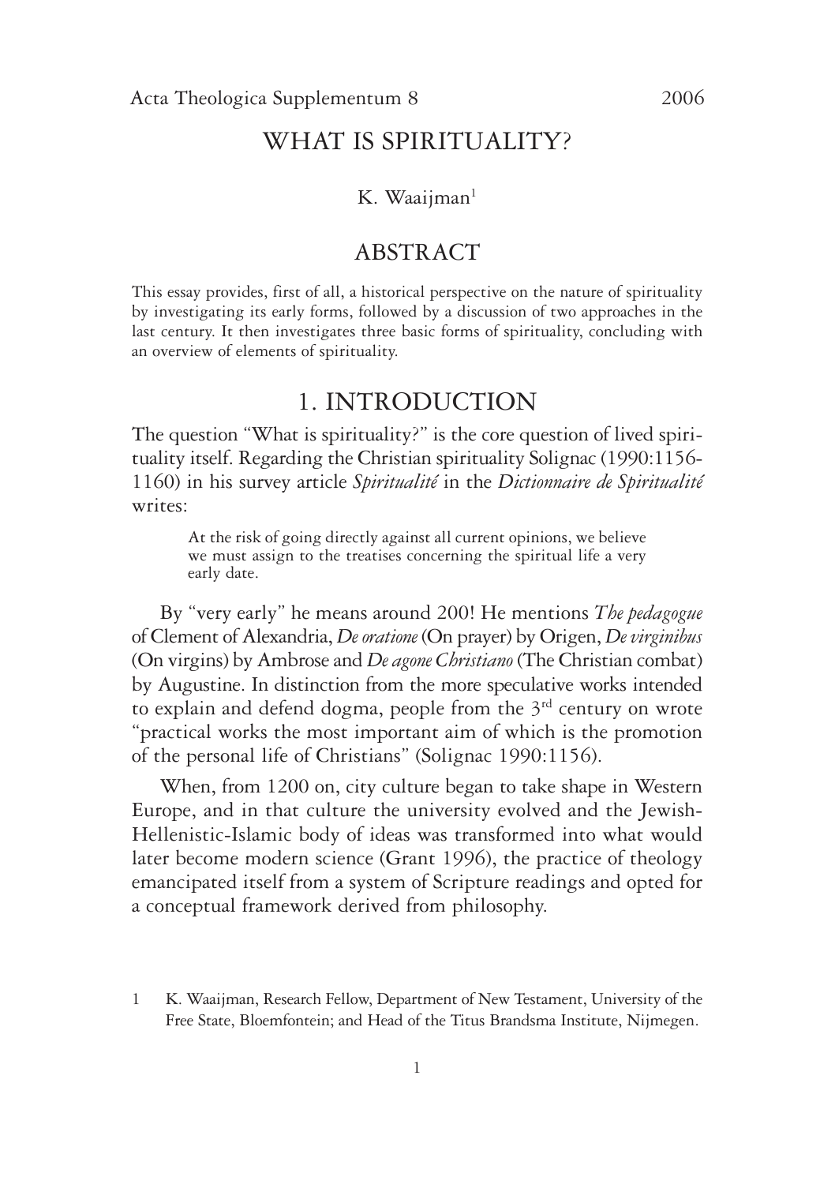# WHAT IS SPIRITUALITY?

K. Waaijman[1]

## ABSTRACT

This essay provides, first of all, a historical perspective on the nature of spirituality by investigating its early forms, followed by a discussion of two approaches in the last century. It then investigates three basic forms of spirituality, concluding with an overview of elements of spirituality.

## 1. INTRODUCTION

The question "What is spirituality?" is the core question of lived spirituality itself. Regarding the Christian spirituality Solignac (1990:1156-1160) in his survey article *Spiritualité* in the *Dictionnaire de Spiritualité* writes:

> At the risk of going directly against all current opinions, we believe we must assign to the treatises concerning the spiritual life a very early date.

By "very early" he means around 200! He mentions *The pedagogue* of Clement of Alexandria, *De oratione* (On prayer) by Origen, *De virginibus* (On virgins) by Ambrose and *De agone Christiano* (The Christian combat) by Augustine. In distinction from the more speculative works intended to explain and defend dogma, people from the 3rd century on wrote "practical works the most important aim of which is the promotion of the personal life of Christians" (Solignac 1990:1156).

When, from 1200 on, city culture began to take shape in Western Europe, and in that culture the university evolved and the Jewish-Hellenistic-Islamic body of ideas was transformed into what would later become modern science (Grant 1996), the practice of theology emancipated itself from a system of Scripture readings and opted for a conceptual framework derived from philosophy.

[1] K. Waaijman, Research Fellow, Department of New Testament, University of the Free State, Bloemfontein; and Head of the Titus Brandsma Institute, Nijmegen.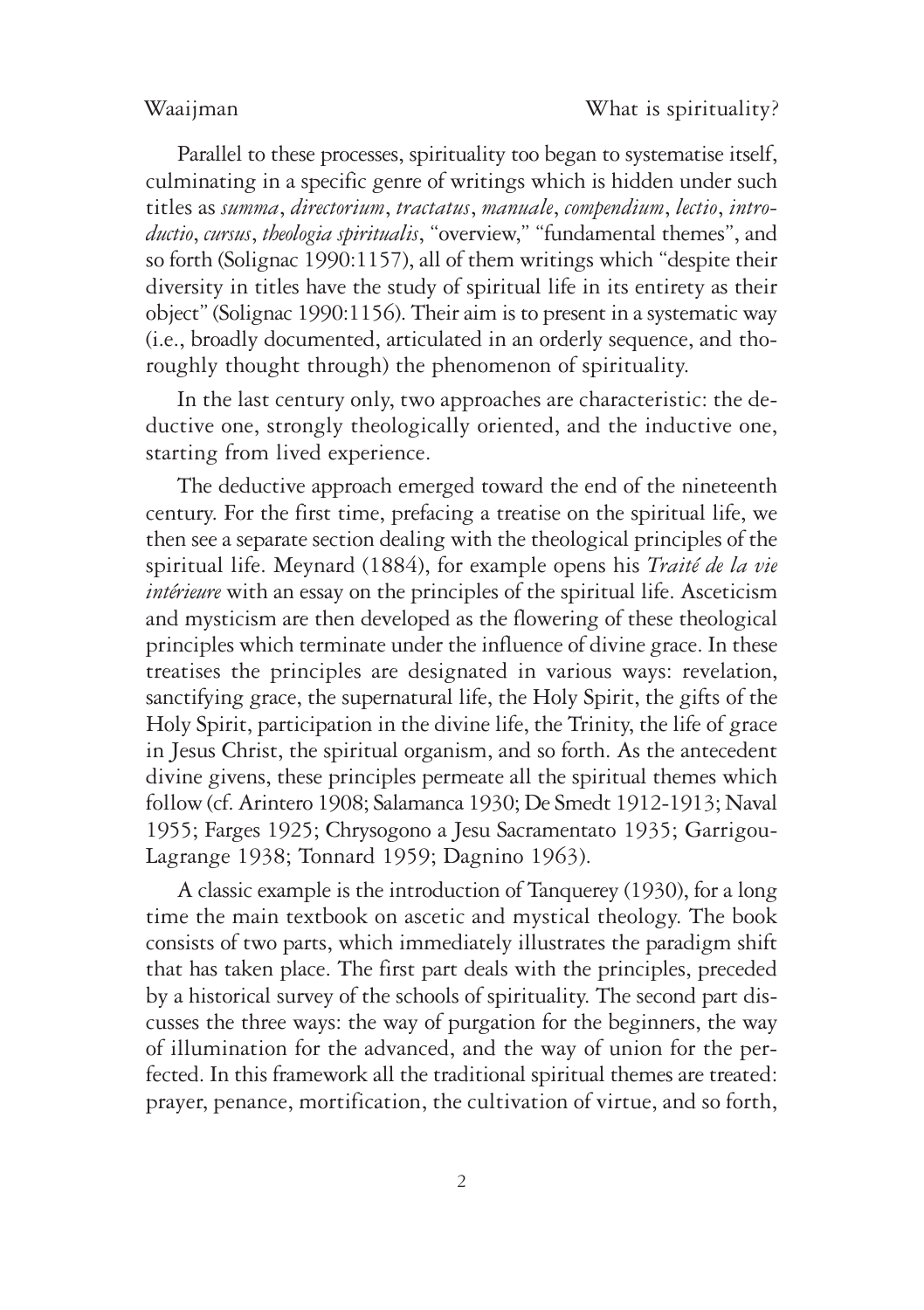Parallel to these processes, spirituality too began to systematise itself, culminating in a specific genre of writings which is hidden under such titles as *summa*, *directorium*, *tractatus*, *manuale*, *compendium*, *lectio*, *introductio*, *cursus*, *theologia spiritualis*, "overview," "fundamental themes", and so forth (Solignac 1990:1157), all of them writings which "despite their diversity in titles have the study of spiritual life in its entirety as their object" (Solignac 1990:1156). Their aim is to present in a systematic way (i.e., broadly documented, articulated in an orderly sequence, and thoroughly thought through) the phenomenon of spirituality.

In the last century only, two approaches are characteristic: the deductive one, strongly theologically oriented, and the inductive one, starting from lived experience.

The deductive approach emerged toward the end of the nineteenth century. For the first time, prefacing a treatise on the spiritual life, we then see a separate section dealing with the theological principles of the spiritual life. Meynard (1884), for example opens his *Traité de la vie intérieure* with an essay on the principles of the spiritual life. Asceticism and mysticism are then developed as the flowering of these theological principles which terminate under the influence of divine grace. In these treatises the principles are designated in various ways: revelation, sanctifying grace, the supernatural life, the Holy Spirit, the gifts of the Holy Spirit, participation in the divine life, the Trinity, the life of grace in Jesus Christ, the spiritual organism, and so forth. As the antecedent divine givens, these principles permeate all the spiritual themes which follow (cf. Arintero 1908; Salamanca 1930; De Smedt 1912-1913; Naval 1955; Farges 1925; Chrysogono a Jesu Sacramentato 1935; Garrigou-Lagrange 1938; Tonnard 1959; Dagnino 1963).

A classic example is the introduction of Tanquerey (1930), for a long time the main textbook on ascetic and mystical theology. The book consists of two parts, which immediately illustrates the paradigm shift that has taken place. The first part deals with the principles, preceded by a historical survey of the schools of spirituality. The second part discusses the three ways: the way of purgation for the beginners, the way of illumination for the advanced, and the way of union for the perfected. In this framework all the traditional spiritual themes are treated: prayer, penance, mortification, the cultivation of virtue, and so forth,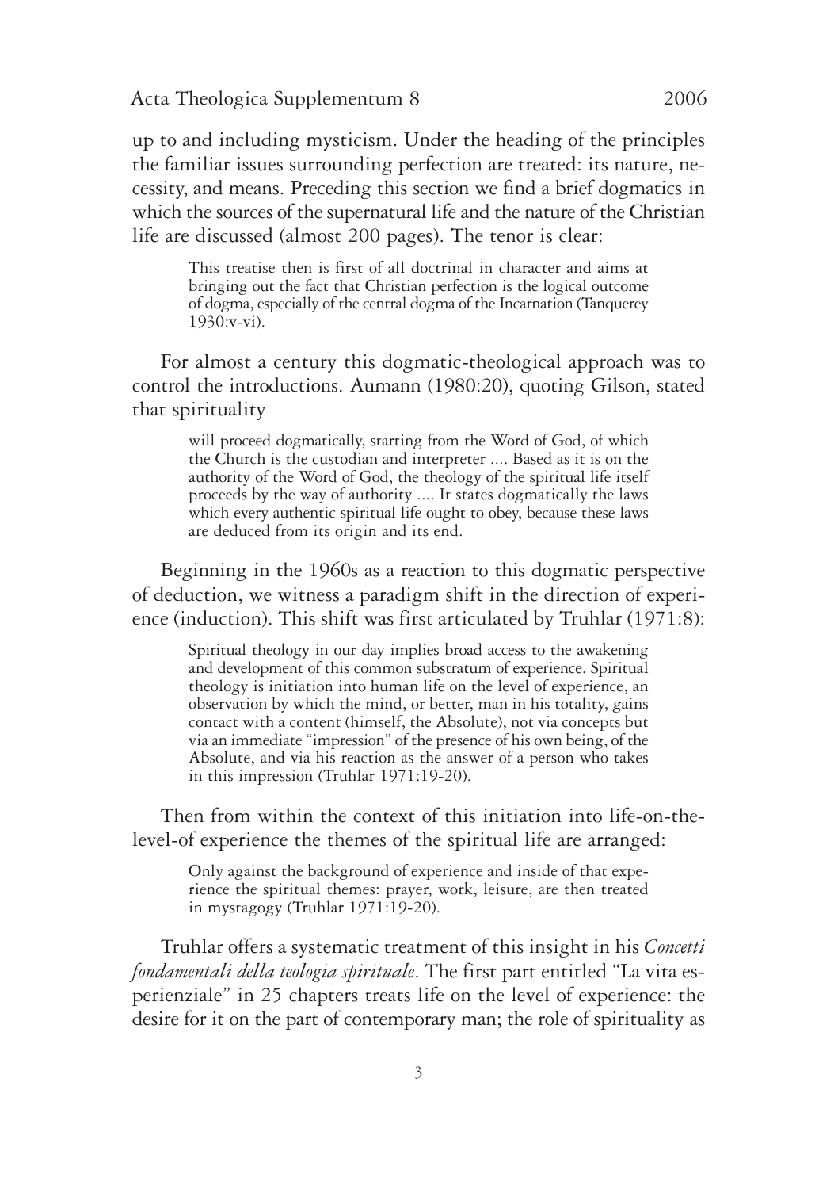up to and including mysticism. Under the heading of the principles the familiar issues surrounding perfection are treated: its nature, necessity, and means. Preceding this section we find a brief dogmatics in which the sources of the supernatural life and the nature of the Christian life are discussed (almost 200 pages). The tenor is clear:

> This treatise then is first of all doctrinal in character and aims at bringing out the fact that Christian perfection is the logical outcome of dogma, especially of the central dogma of the Incarnation (Tanquerey 1930:v-vi).

For almost a century this dogmatic-theological approach was to control the introductions. Aumann (1980:20), quoting Gilson, stated that spirituality

> will proceed dogmatically, starting from the Word of God, of which the Church is the custodian and interpreter .... Based as it is on the authority of the Word of God, the theology of the spiritual life itself proceeds by the way of authority .... It states dogmatically the laws which every authentic spiritual life ought to obey, because these laws are deduced from its origin and its end.

Beginning in the 1960s as a reaction to this dogmatic perspective of deduction, we witness a paradigm shift in the direction of experience (induction). This shift was first articulated by Truhlar (1971:8):

> Spiritual theology in our day implies broad access to the awakening and development of this common substratum of experience. Spiritual theology is initiation into human life on the level of experience, an observation by which the mind, or better, man in his totality, gains contact with a content (himself, the Absolute), not via concepts but via an immediate "impression" of the presence of his own being, of the Absolute, and via his reaction as the answer of a person who takes in this impression (Truhlar 1971:19-20).

Then from within the context of this initiation into life-on-the-level-of experience the themes of the spiritual life are arranged:

> Only against the background of experience and inside of that experience the spiritual themes: prayer, work, leisure, are then treated in mystagogy (Truhlar 1971:19-20).

Truhlar offers a systematic treatment of this insight in his *Concetti fondamentali della teologia spirituale*. The first part entitled "La vita esperienziale" in 25 chapters treats life on the level of experience: the desire for it on the part of contemporary man; the role of spirituality as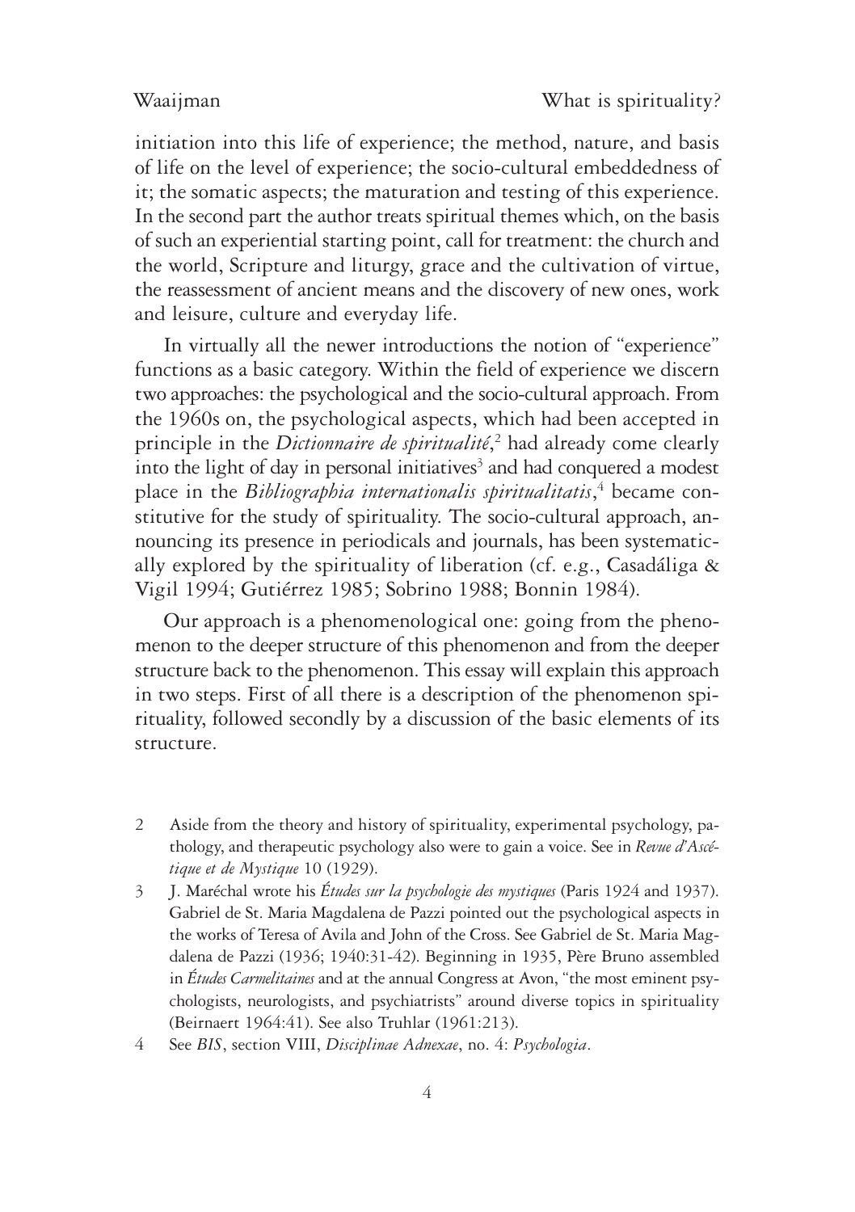initiation into this life of experience; the method, nature, and basis of life on the level of experience; the socio-cultural embeddedness of it; the somatic aspects; the maturation and testing of this experience. In the second part the author treats spiritual themes which, on the basis of such an experiential starting point, call for treatment: the church and the world, Scripture and liturgy, grace and the cultivation of virtue, the reassessment of ancient means and the discovery of new ones, work and leisure, culture and everyday life.

In virtually all the newer introductions the notion of "experience" functions as a basic category. Within the field of experience we discern two approaches: the psychological and the socio-cultural approach. From the 1960s on, the psychological aspects, which had been accepted in principle in the *Dictionnaire de spiritualité*,[2] had already come clearly into the light of day in personal initiatives[3] and had conquered a modest place in the *Bibliographia internationalis spiritualitatis*,[4] became constitutive for the study of spirituality. The socio-cultural approach, announcing its presence in periodicals and journals, has been systematically explored by the spirituality of liberation (cf. e.g., Casadáliga & Vigil 1994; Gutiérrez 1985; Sobrino 1988; Bonnin 1984).

Our approach is a phenomenological one: going from the phenomenon to the deeper structure of this phenomenon and from the deeper structure back to the phenomenon. This essay will explain this approach in two steps. First of all there is a description of the phenomenon spirituality, followed secondly by a discussion of the basic elements of its structure.

2 Aside from the theory and history of spirituality, experimental psychology, pathology, and therapeutic psychology also were to gain a voice. See in *Revue d'Ascétique et de Mystique* 10 (1929).

3 J. Maréchal wrote his *Études sur la psychologie des mystiques* (Paris 1924 and 1937). Gabriel de St. Maria Magdalena de Pazzi pointed out the psychological aspects in the works of Teresa of Avila and John of the Cross. See Gabriel de St. Maria Magdalena de Pazzi (1936; 1940:31-42). Beginning in 1935, Père Bruno assembled in *Études Carmelitaines* and at the annual Congress at Avon, "the most eminent psychologists, neurologists, and psychiatrists" around diverse topics in spirituality (Beirnaert 1964:41). See also Truhlar (1961:213).

4 See *BIS*, section VIII, *Disciplinae Adnexae*, no. 4: *Psychologia*.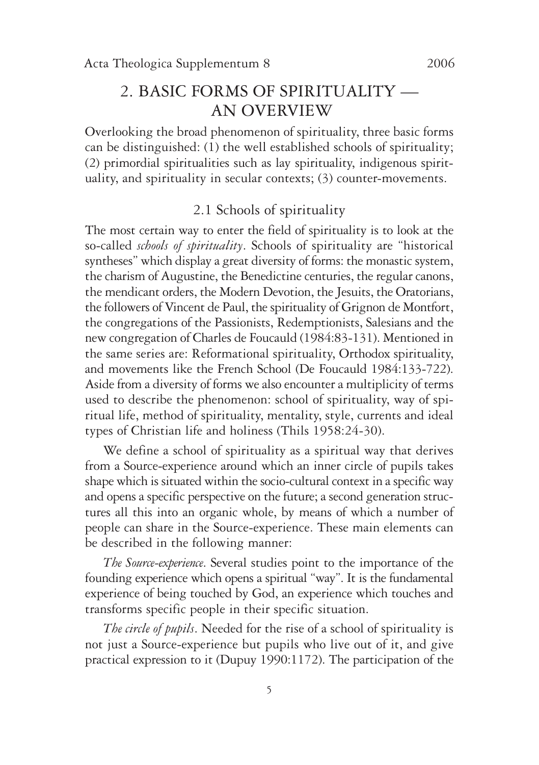# 2. BASIC FORMS OF SPIRITUALITY — AN OVERVIEW

Overlooking the broad phenomenon of spirituality, three basic forms can be distinguished: (1) the well established schools of spirituality; (2) primordial spiritualities such as lay spirituality, indigenous spirituality, and spirituality in secular contexts; (3) counter-movements.

## 2.1 Schools of spirituality

The most certain way to enter the field of spirituality is to look at the so-called *schools of spirituality*. Schools of spirituality are "historical syntheses" which display a great diversity of forms: the monastic system, the charism of Augustine, the Benedictine centuries, the regular canons, the mendicant orders, the Modern Devotion, the Jesuits, the Oratorians, the followers of Vincent de Paul, the spirituality of Grignon de Montfort, the congregations of the Passionists, Redemptionists, Salesians and the new congregation of Charles de Foucauld (1984:83-131). Mentioned in the same series are: Reformational spirituality, Orthodox spirituality, and movements like the French School (De Foucauld 1984:133-722). Aside from a diversity of forms we also encounter a multiplicity of terms used to describe the phenomenon: school of spirituality, way of spiritual life, method of spirituality, mentality, style, currents and ideal types of Christian life and holiness (Thils 1958:24-30).

We define a school of spirituality as a spiritual way that derives from a Source-experience around which an inner circle of pupils takes shape which is situated within the socio-cultural context in a specific way and opens a specific perspective on the future; a second generation structures all this into an organic whole, by means of which a number of people can share in the Source-experience. These main elements can be described in the following manner:

*The Source-experience*. Several studies point to the importance of the founding experience which opens a spiritual "way". It is the fundamental experience of being touched by God, an experience which touches and transforms specific people in their specific situation.

*The circle of pupils*. Needed for the rise of a school of spirituality is not just a Source-experience but pupils who live out of it, and give practical expression to it (Dupuy 1990:1172). The participation of the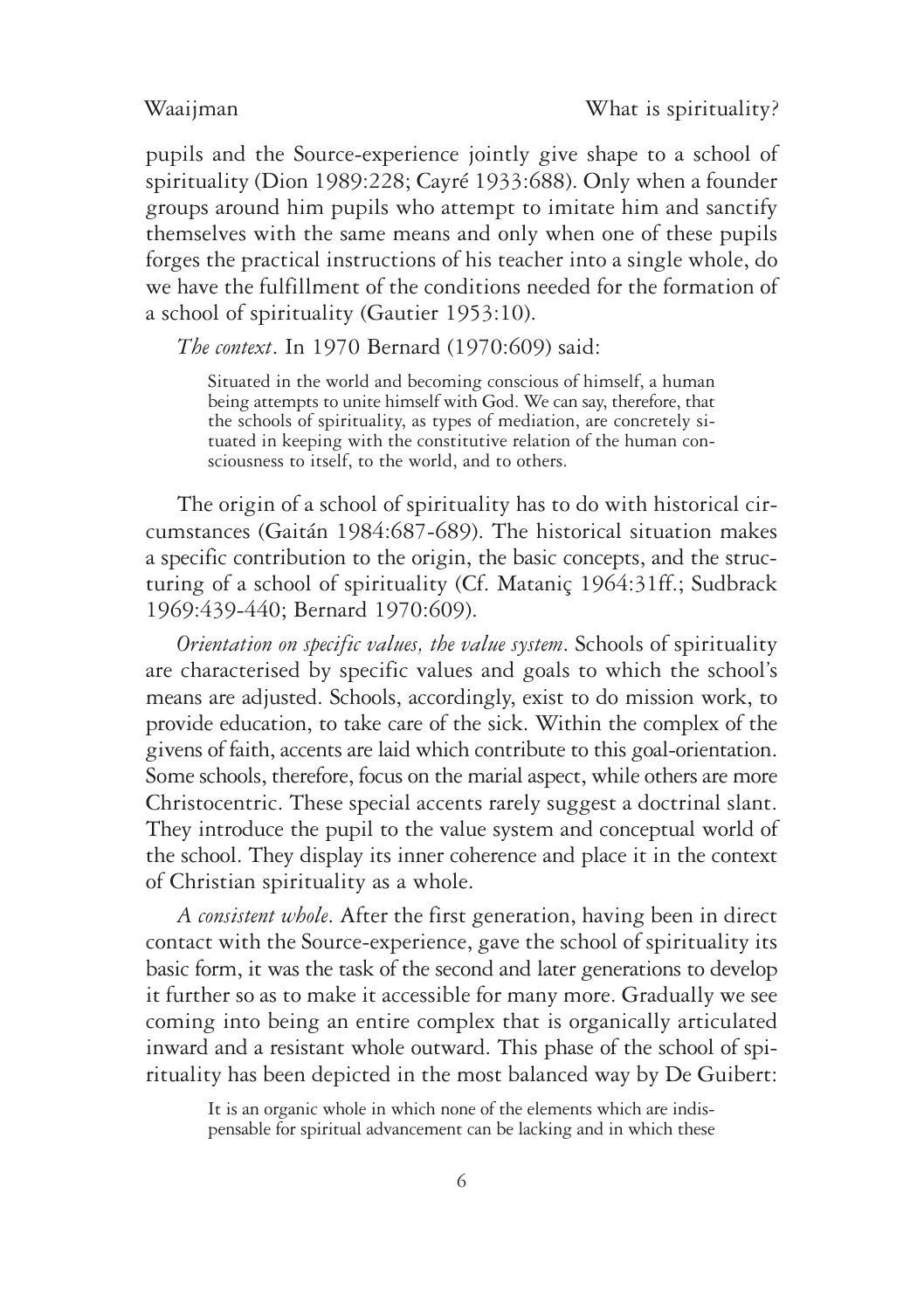pupils and the Source-experience jointly give shape to a school of spirituality (Dion 1989:228; Cayré 1933:688). Only when a founder groups around him pupils who attempt to imitate him and sanctify themselves with the same means and only when one of these pupils forges the practical instructions of his teacher into a single whole, do we have the fulfillment of the conditions needed for the formation of a school of spirituality (Gautier 1953:10).

*The context*. In 1970 Bernard (1970:609) said:

> Situated in the world and becoming conscious of himself, a human being attempts to unite himself with God. We can say, therefore, that the schools of spirituality, as types of mediation, are concretely situated in keeping with the constitutive relation of the human consciousness to itself, to the world, and to others.

The origin of a school of spirituality has to do with historical circumstances (Gaitán 1984:687-689). The historical situation makes a specific contribution to the origin, the basic concepts, and the structuring of a school of spirituality (Cf. Mataniç 1964:31ff.; Sudbrack 1969:439-440; Bernard 1970:609).

*Orientation on specific values, the value system*. Schools of spirituality are characterised by specific values and goals to which the school's means are adjusted. Schools, accordingly, exist to do mission work, to provide education, to take care of the sick. Within the complex of the givens of faith, accents are laid which contribute to this goal-orientation. Some schools, therefore, focus on the marial aspect, while others are more Christocentric. These special accents rarely suggest a doctrinal slant. They introduce the pupil to the value system and conceptual world of the school. They display its inner coherence and place it in the context of Christian spirituality as a whole.

*A consistent whole*. After the first generation, having been in direct contact with the Source-experience, gave the school of spirituality its basic form, it was the task of the second and later generations to develop it further so as to make it accessible for many more. Gradually we see coming into being an entire complex that is organically articulated inward and a resistant whole outward. This phase of the school of spirituality has been depicted in the most balanced way by De Guibert:

> It is an organic whole in which none of the elements which are indispensable for spiritual advancement can be lacking and in which these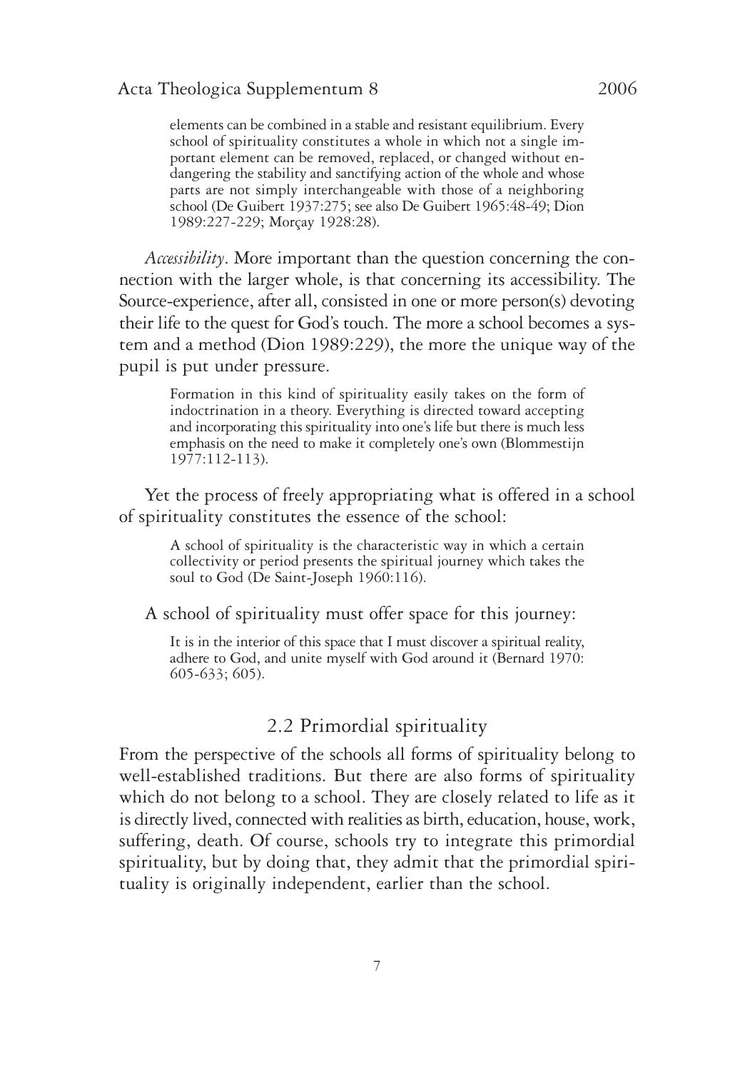> elements can be combined in a stable and resistant equilibrium. Every school of spirituality constitutes a whole in which not a single important element can be removed, replaced, or changed without endangering the stability and sanctifying action of the whole and whose parts are not simply interchangeable with those of a neighboring school (De Guibert 1937:275; see also De Guibert 1965:48-49; Dion 1989:227-229; Morçay 1928:28).

*Accessibility*. More important than the question concerning the connection with the larger whole, is that concerning its accessibility. The Source-experience, after all, consisted in one or more person(s) devoting their life to the quest for God's touch. The more a school becomes a system and a method (Dion 1989:229), the more the unique way of the pupil is put under pressure.

> Formation in this kind of spirituality easily takes on the form of indoctrination in a theory. Everything is directed toward accepting and incorporating this spirituality into one's life but there is much less emphasis on the need to make it completely one's own (Blommestijn 1977:112-113).

Yet the process of freely appropriating what is offered in a school of spirituality constitutes the essence of the school:

> A school of spirituality is the characteristic way in which a certain collectivity or period presents the spiritual journey which takes the soul to God (De Saint-Joseph 1960:116).

A school of spirituality must offer space for this journey:

> It is in the interior of this space that I must discover a spiritual reality, adhere to God, and unite myself with God around it (Bernard 1970: 605-633; 605).

## 2.2 Primordial spirituality

From the perspective of the schools all forms of spirituality belong to well-established traditions. But there are also forms of spirituality which do not belong to a school. They are closely related to life as it is directly lived, connected with realities as birth, education, house, work, suffering, death. Of course, schools try to integrate this primordial spirituality, but by doing that, they admit that the primordial spirituality is originally independent, earlier than the school.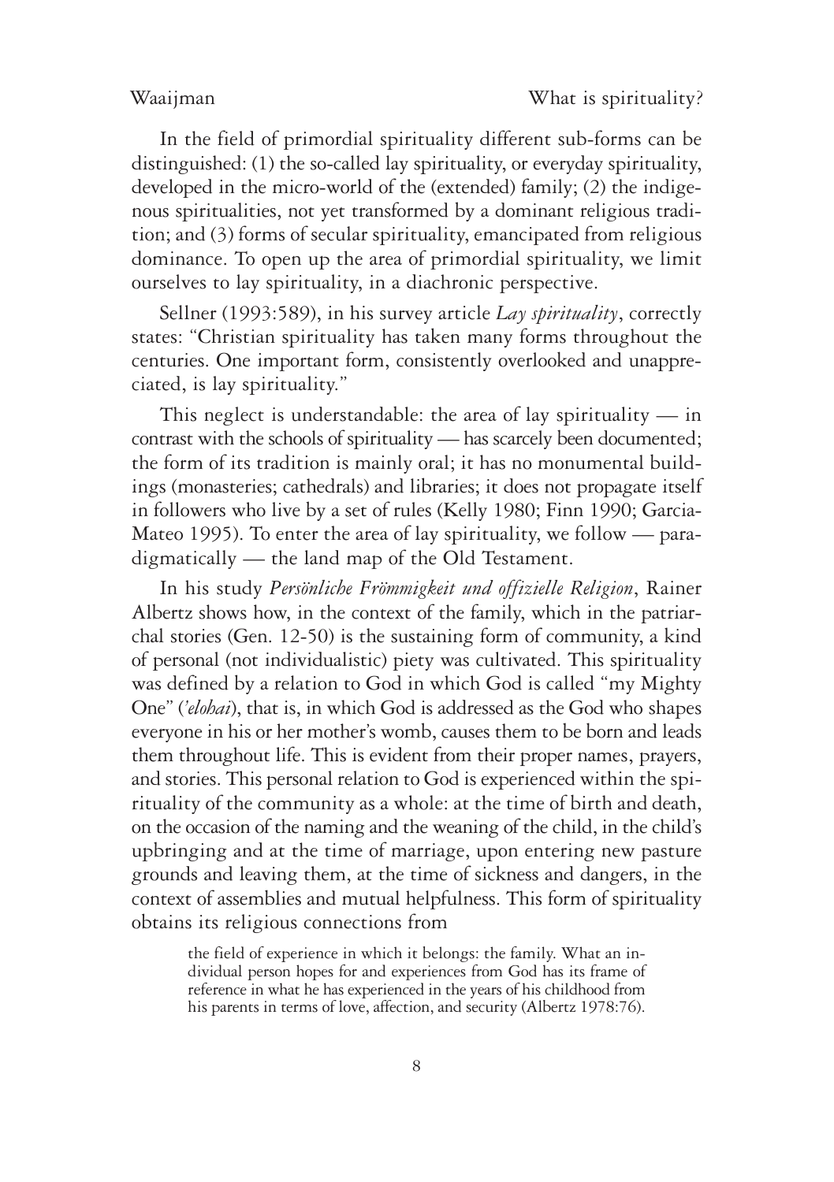In the field of primordial spirituality different sub-forms can be distinguished: (1) the so-called lay spirituality, or everyday spirituality, developed in the micro-world of the (extended) family; (2) the indigenous spiritualities, not yet transformed by a dominant religious tradition; and (3) forms of secular spirituality, emancipated from religious dominance. To open up the area of primordial spirituality, we limit ourselves to lay spirituality, in a diachronic perspective.

Sellner (1993:589), in his survey article *Lay spirituality*, correctly states: "Christian spirituality has taken many forms throughout the centuries. One important form, consistently overlooked and unappreciated, is lay spirituality."

This neglect is understandable: the area of lay spirituality — in contrast with the schools of spirituality — has scarcely been documented; the form of its tradition is mainly oral; it has no monumental buildings (monasteries; cathedrals) and libraries; it does not propagate itself in followers who live by a set of rules (Kelly 1980; Finn 1990; Garcia-Mateo 1995). To enter the area of lay spirituality, we follow — paradigmatically — the land map of the Old Testament.

In his study *Persönliche Frömmigkeit und offizielle Religion*, Rainer Albertz shows how, in the context of the family, which in the patriarchal stories (Gen. 12-50) is the sustaining form of community, a kind of personal (not individualistic) piety was cultivated. This spirituality was defined by a relation to God in which God is called "my Mighty One" (*'elohai*), that is, in which God is addressed as the God who shapes everyone in his or her mother's womb, causes them to be born and leads them throughout life. This is evident from their proper names, prayers, and stories. This personal relation to God is experienced within the spirituality of the community as a whole: at the time of birth and death, on the occasion of the naming and the weaning of the child, in the child's upbringing and at the time of marriage, upon entering new pasture grounds and leaving them, at the time of sickness and dangers, in the context of assemblies and mutual helpfulness. This form of spirituality obtains its religious connections from

> the field of experience in which it belongs: the family. What an individual person hopes for and experiences from God has its frame of reference in what he has experienced in the years of his childhood from his parents in terms of love, affection, and security (Albertz 1978:76).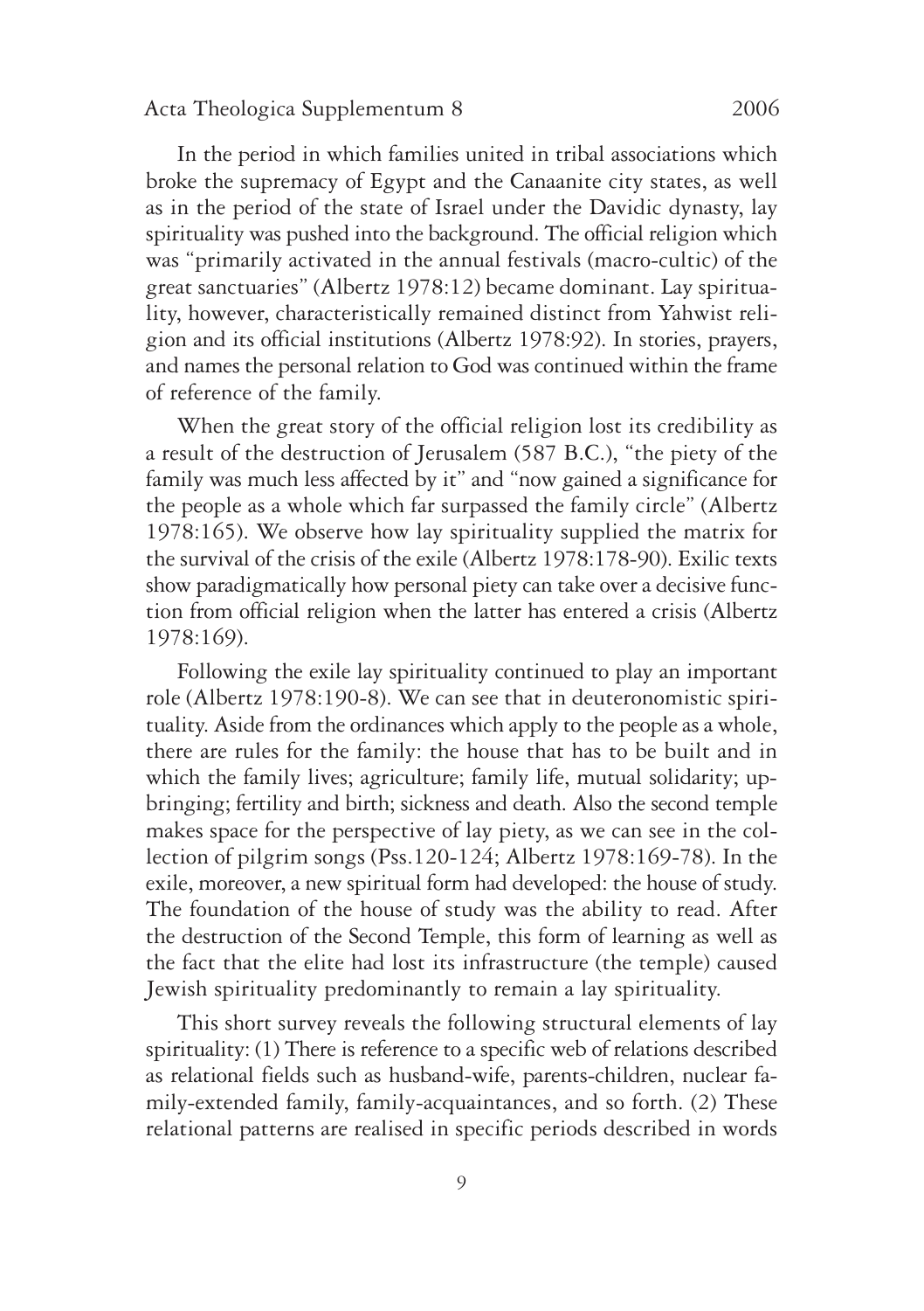In the period in which families united in tribal associations which broke the supremacy of Egypt and the Canaanite city states, as well as in the period of the state of Israel under the Davidic dynasty, lay spirituality was pushed into the background. The official religion which was "primarily activated in the annual festivals (macro-cultic) of the great sanctuaries" (Albertz 1978:12) became dominant. Lay spirituality, however, characteristically remained distinct from Yahwist religion and its official institutions (Albertz 1978:92). In stories, prayers, and names the personal relation to God was continued within the frame of reference of the family.

When the great story of the official religion lost its credibility as a result of the destruction of Jerusalem (587 B.C.), "the piety of the family was much less affected by it" and "now gained a significance for the people as a whole which far surpassed the family circle" (Albertz 1978:165). We observe how lay spirituality supplied the matrix for the survival of the crisis of the exile (Albertz 1978:178-90). Exilic texts show paradigmatically how personal piety can take over a decisive function from official religion when the latter has entered a crisis (Albertz 1978:169).

Following the exile lay spirituality continued to play an important role (Albertz 1978:190-8). We can see that in deuteronomistic spirituality. Aside from the ordinances which apply to the people as a whole, there are rules for the family: the house that has to be built and in which the family lives; agriculture; family life, mutual solidarity; upbringing; fertility and birth; sickness and death. Also the second temple makes space for the perspective of lay piety, as we can see in the collection of pilgrim songs (Pss.120-124; Albertz 1978:169-78). In the exile, moreover, a new spiritual form had developed: the house of study. The foundation of the house of study was the ability to read. After the destruction of the Second Temple, this form of learning as well as the fact that the elite had lost its infrastructure (the temple) caused Jewish spirituality predominantly to remain a lay spirituality.

This short survey reveals the following structural elements of lay spirituality: (1) There is reference to a specific web of relations described as relational fields such as husband-wife, parents-children, nuclear family-extended family, family-acquaintances, and so forth. (2) These relational patterns are realised in specific periods described in words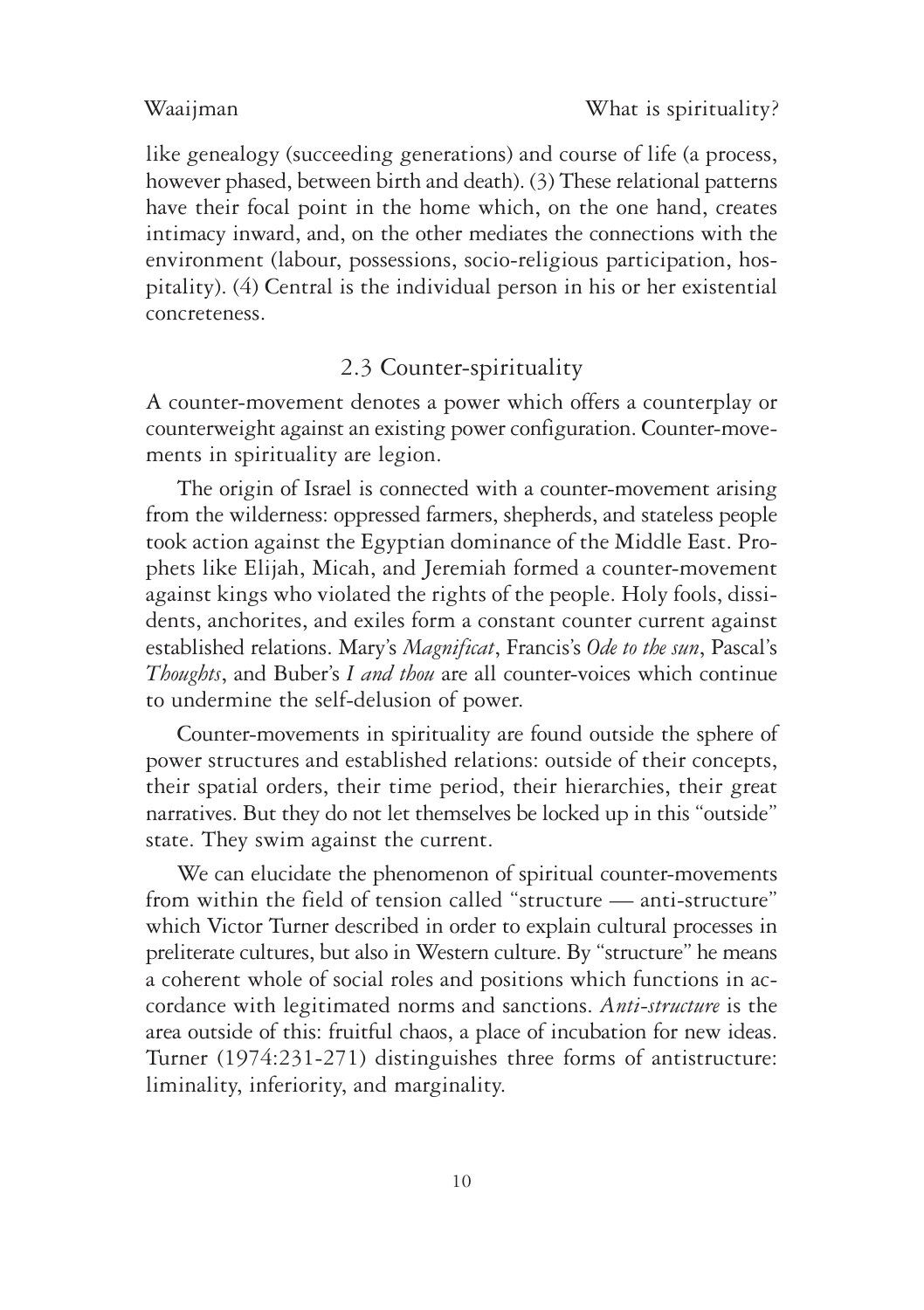like genealogy (succeeding generations) and course of life (a process, however phased, between birth and death). (3) These relational patterns have their focal point in the home which, on the one hand, creates intimacy inward, and, on the other mediates the connections with the environment (labour, possessions, socio-religious participation, hospitality). (4) Central is the individual person in his or her existential concreteness.

## 2.3 Counter-spirituality

A counter-movement denotes a power which offers a counterplay or counterweight against an existing power configuration. Counter-movements in spirituality are legion.

The origin of Israel is connected with a counter-movement arising from the wilderness: oppressed farmers, shepherds, and stateless people took action against the Egyptian dominance of the Middle East. Prophets like Elijah, Micah, and Jeremiah formed a counter-movement against kings who violated the rights of the people. Holy fools, dissidents, anchorites, and exiles form a constant counter current against established relations. Mary's *Magnificat*, Francis's *Ode to the sun*, Pascal's *Thoughts*, and Buber's *I and thou* are all counter-voices which continue to undermine the self-delusion of power.

Counter-movements in spirituality are found outside the sphere of power structures and established relations: outside of their concepts, their spatial orders, their time period, their hierarchies, their great narratives. But they do not let themselves be locked up in this "outside" state. They swim against the current.

We can elucidate the phenomenon of spiritual counter-movements from within the field of tension called "structure — anti-structure" which Victor Turner described in order to explain cultural processes in preliterate cultures, but also in Western culture. By "structure" he means a coherent whole of social roles and positions which functions in accordance with legitimated norms and sanctions. *Anti-structure* is the area outside of this: fruitful chaos, a place of incubation for new ideas. Turner (1974:231-271) distinguishes three forms of antistructure: liminality, inferiority, and marginality.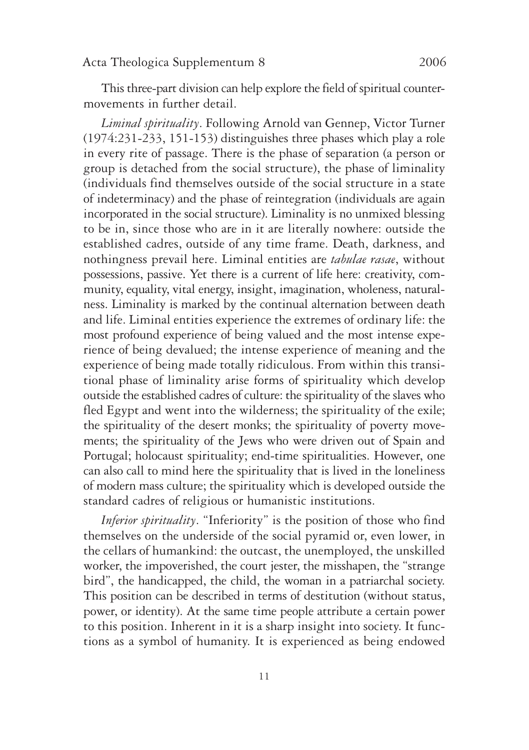This three-part division can help explore the field of spiritual counter-movements in further detail.

*Liminal spirituality*. Following Arnold van Gennep, Victor Turner (1974:231-233, 151-153) distinguishes three phases which play a role in every rite of passage. There is the phase of separation (a person or group is detached from the social structure), the phase of liminality (individuals find themselves outside of the social structure in a state of indeterminacy) and the phase of reintegration (individuals are again incorporated in the social structure). Liminality is no unmixed blessing to be in, since those who are in it are literally nowhere: outside the established cadres, outside of any time frame. Death, darkness, and nothingness prevail here. Liminal entities are *tabulae rasae*, without possessions, passive. Yet there is a current of life here: creativity, community, equality, vital energy, insight, imagination, wholeness, naturalness. Liminality is marked by the continual alternation between death and life. Liminal entities experience the extremes of ordinary life: the most profound experience of being valued and the most intense experience of being devalued; the intense experience of meaning and the experience of being made totally ridiculous. From within this transitional phase of liminality arise forms of spirituality which develop outside the established cadres of culture: the spirituality of the slaves who fled Egypt and went into the wilderness; the spirituality of the exile; the spirituality of the desert monks; the spirituality of poverty movements; the spirituality of the Jews who were driven out of Spain and Portugal; holocaust spirituality; end-time spiritualities. However, one can also call to mind here the spirituality that is lived in the loneliness of modern mass culture; the spirituality which is developed outside the standard cadres of religious or humanistic institutions.

*Inferior spirituality*. "Inferiority" is the position of those who find themselves on the underside of the social pyramid or, even lower, in the cellars of humankind: the outcast, the unemployed, the unskilled worker, the impoverished, the court jester, the misshapen, the "strange bird", the handicapped, the child, the woman in a patriarchal society. This position can be described in terms of destitution (without status, power, or identity). At the same time people attribute a certain power to this position. Inherent in it is a sharp insight into society. It functions as a symbol of humanity. It is experienced as being endowed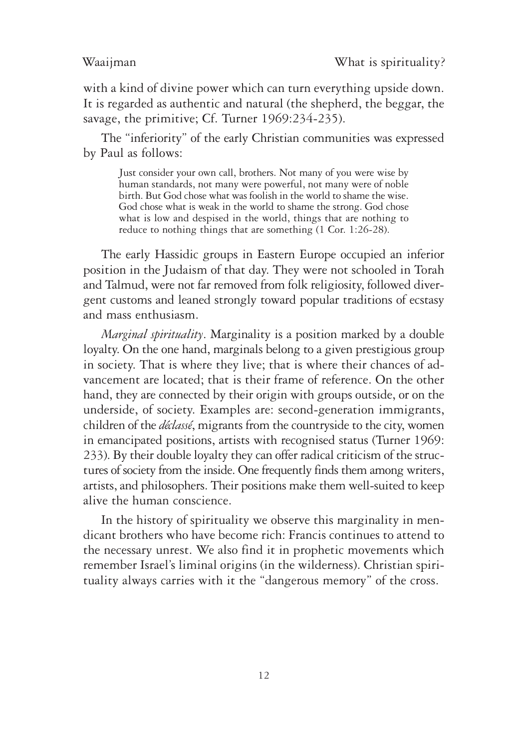with a kind of divine power which can turn everything upside down. It is regarded as authentic and natural (the shepherd, the beggar, the savage, the primitive; Cf. Turner 1969:234-235).

The "inferiority" of the early Christian communities was expressed by Paul as follows:

> Just consider your own call, brothers. Not many of you were wise by human standards, not many were powerful, not many were of noble birth. But God chose what was foolish in the world to shame the wise. God chose what is weak in the world to shame the strong. God chose what is low and despised in the world, things that are nothing to reduce to nothing things that are something (1 Cor. 1:26-28).

The early Hassidic groups in Eastern Europe occupied an inferior position in the Judaism of that day. They were not schooled in Torah and Talmud, were not far removed from folk religiosity, followed divergent customs and leaned strongly toward popular traditions of ecstasy and mass enthusiasm.

*Marginal spirituality*. Marginality is a position marked by a double loyalty. On the one hand, marginals belong to a given prestigious group in society. That is where they live; that is where their chances of advancement are located; that is their frame of reference. On the other hand, they are connected by their origin with groups outside, or on the underside, of society. Examples are: second-generation immigrants, children of the *déclassé*, migrants from the countryside to the city, women in emancipated positions, artists with recognised status (Turner 1969: 233). By their double loyalty they can offer radical criticism of the structures of society from the inside. One frequently finds them among writers, artists, and philosophers. Their positions make them well-suited to keep alive the human conscience.

In the history of spirituality we observe this marginality in mendicant brothers who have become rich: Francis continues to attend to the necessary unrest. We also find it in prophetic movements which remember Israel's liminal origins (in the wilderness). Christian spirituality always carries with it the "dangerous memory" of the cross.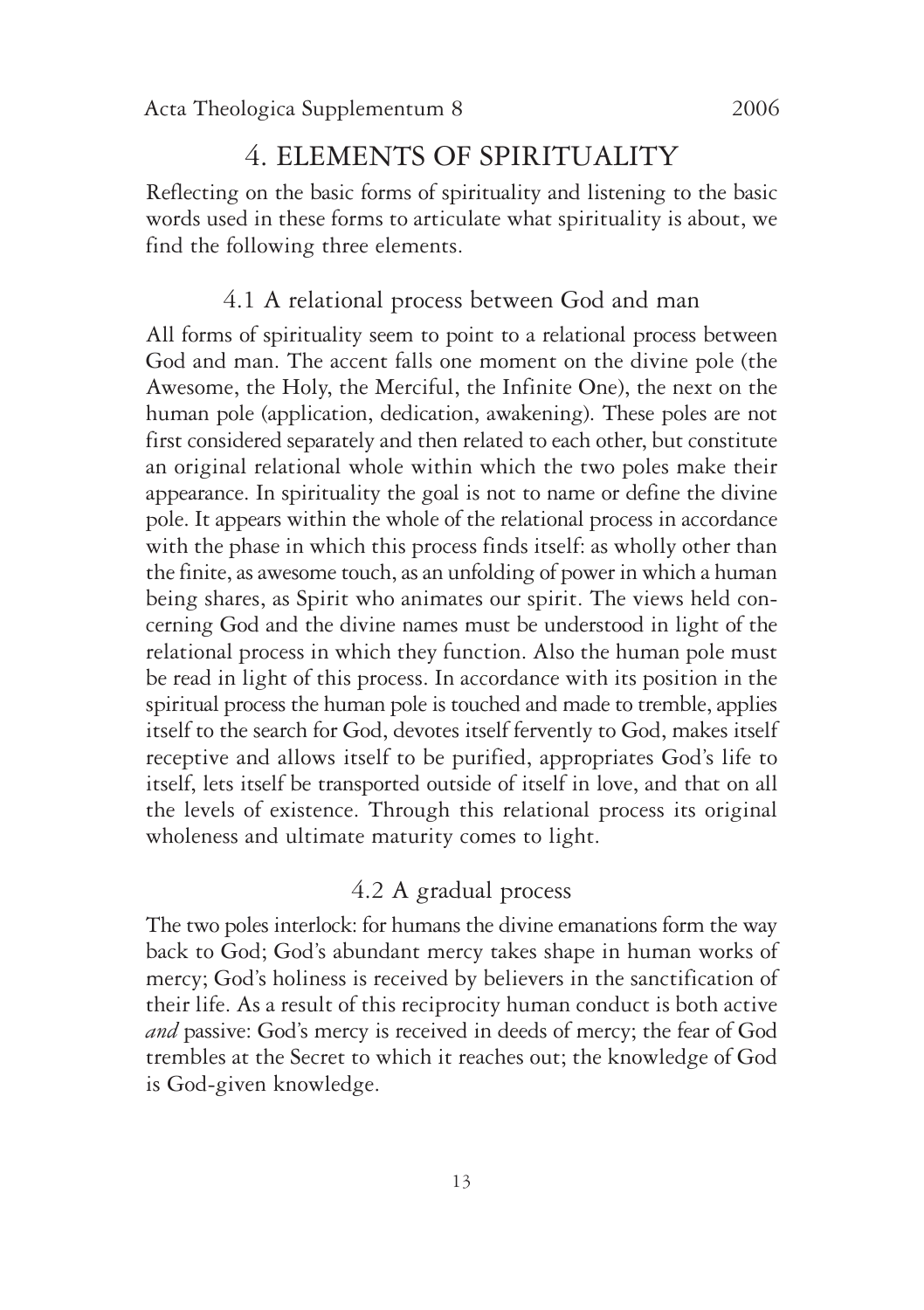## 4. ELEMENTS OF SPIRITUALITY

Reflecting on the basic forms of spirituality and listening to the basic words used in these forms to articulate what spirituality is about, we find the following three elements.

### 4.1 A relational process between God and man

All forms of spirituality seem to point to a relational process between God and man. The accent falls one moment on the divine pole (the Awesome, the Holy, the Merciful, the Infinite One), the next on the human pole (application, dedication, awakening). These poles are not first considered separately and then related to each other, but constitute an original relational whole within which the two poles make their appearance. In spirituality the goal is not to name or define the divine pole. It appears within the whole of the relational process in accordance with the phase in which this process finds itself: as wholly other than the finite, as awesome touch, as an unfolding of power in which a human being shares, as Spirit who animates our spirit. The views held concerning God and the divine names must be understood in light of the relational process in which they function. Also the human pole must be read in light of this process. In accordance with its position in the spiritual process the human pole is touched and made to tremble, applies itself to the search for God, devotes itself fervently to God, makes itself receptive and allows itself to be purified, appropriates God's life to itself, lets itself be transported outside of itself in love, and that on all the levels of existence. Through this relational process its original wholeness and ultimate maturity comes to light.

### 4.2 A gradual process

The two poles interlock: for humans the divine emanations form the way back to God; God's abundant mercy takes shape in human works of mercy; God's holiness is received by believers in the sanctification of their life. As a result of this reciprocity human conduct is both active *and* passive: God's mercy is received in deeds of mercy; the fear of God trembles at the Secret to which it reaches out; the knowledge of God is God-given knowledge.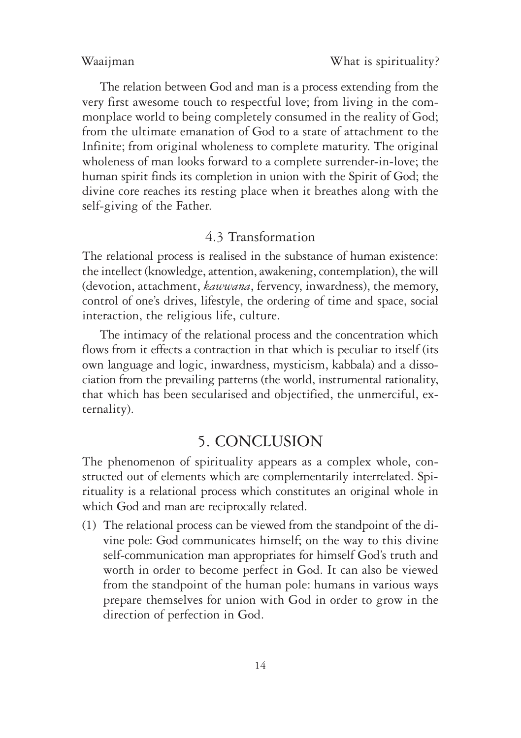The relation between God and man is a process extending from the very first awesome touch to respectful love; from living in the commonplace world to being completely consumed in the reality of God; from the ultimate emanation of God to a state of attachment to the Infinite; from original wholeness to complete maturity. The original wholeness of man looks forward to a complete surrender-in-love; the human spirit finds its completion in union with the Spirit of God; the divine core reaches its resting place when it breathes along with the self-giving of the Father.

### 4.3 Transformation

The relational process is realised in the substance of human existence: the intellect (knowledge, attention, awakening, contemplation), the will (devotion, attachment, *kawwana*, fervency, inwardness), the memory, control of one's drives, lifestyle, the ordering of time and space, social interaction, the religious life, culture.

The intimacy of the relational process and the concentration which flows from it effects a contraction in that which is peculiar to itself (its own language and logic, inwardness, mysticism, kabbala) and a dissociation from the prevailing patterns (the world, instrumental rationality, that which has been secularised and objectified, the unmerciful, externality).

## 5. CONCLUSION

The phenomenon of spirituality appears as a complex whole, constructed out of elements which are complementarily interrelated. Spirituality is a relational process which constitutes an original whole in which God and man are reciprocally related.

(1) The relational process can be viewed from the standpoint of the divine pole: God communicates himself; on the way to this divine self-communication man appropriates for himself God's truth and worth in order to become perfect in God. It can also be viewed from the standpoint of the human pole: humans in various ways prepare themselves for union with God in order to grow in the direction of perfection in God.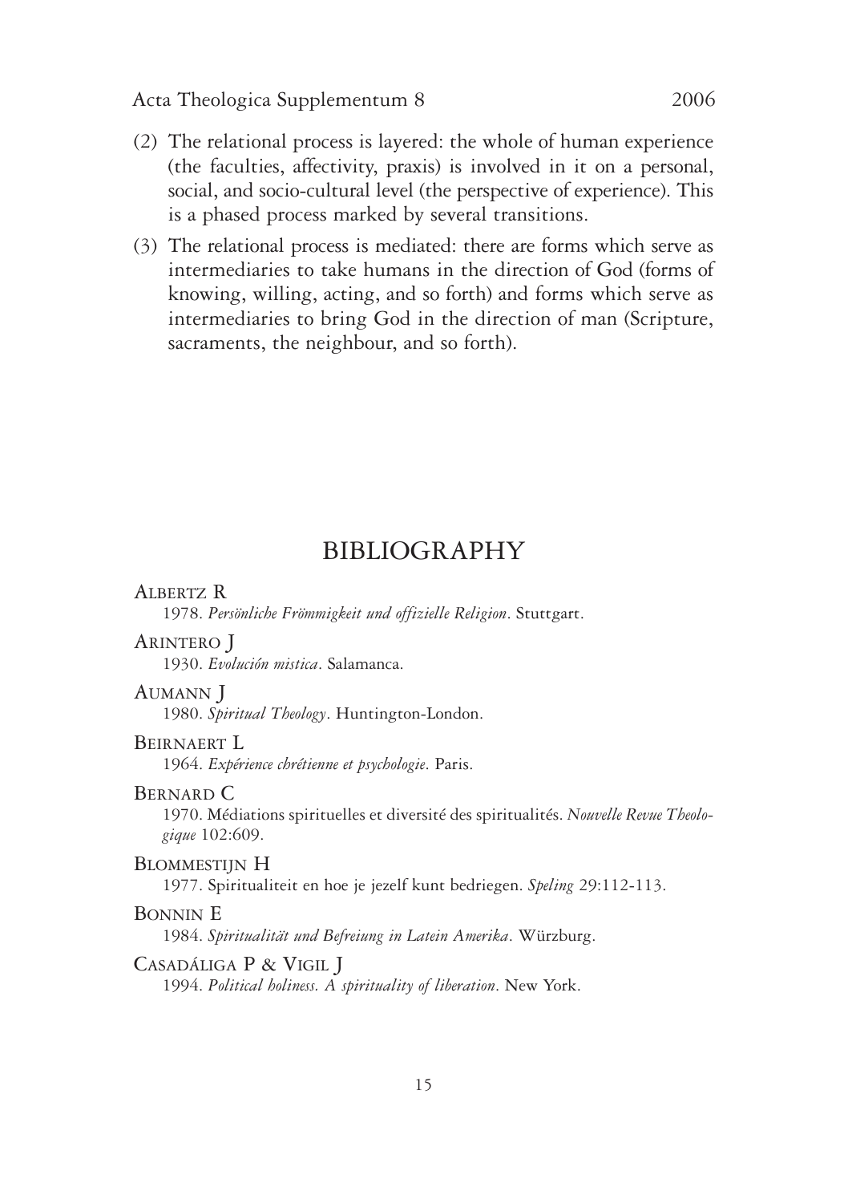(2) The relational process is layered: the whole of human experience (the faculties, affectivity, praxis) is involved in it on a personal, social, and socio-cultural level (the perspective of experience). This is a phased process marked by several transitions.

(3) The relational process is mediated: there are forms which serve as intermediaries to take humans in the direction of God (forms of knowing, willing, acting, and so forth) and forms which serve as intermediaries to bring God in the direction of man (Scripture, sacraments, the neighbour, and so forth).

# BIBLIOGRAPHY

ALBERTZ R
1978. *Persönliche Frömmigkeit und offizielle Religion*. Stuttgart.

ARINTERO J
1930. *Evolución mistica*. Salamanca.

AUMANN J
1980. *Spiritual Theology*. Huntington-London.

BEIRNAERT L
1964. *Expérience chrétienne et psychologie*. Paris.

BERNARD C
1970. Médiations spirituelles et diversité des spiritualités. *Nouvelle Revue Theologique* 102:609.

BLOMMESTIJN H
1977. Spiritualiteit en hoe je jezelf kunt bedriegen. *Speling* 29:112-113.

BONNIN E
1984. *Spiritualität und Befreiung in Latein Amerika*. Würzburg.

CASADÁLIGA P & VIGIL J
1994. *Political holiness. A spirituality of liberation*. New York.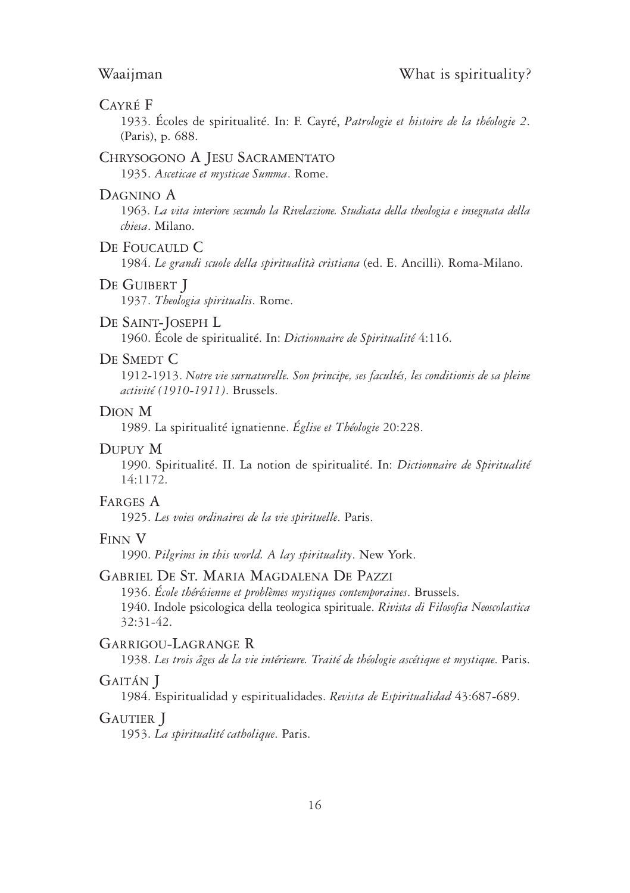Cayré F

1933. Écoles de spiritualité. In: F. Cayré, *Patrologie et histoire de la théologie 2*. (Paris), p. 688.

Chrysogono A Jesu Sacramentato

1935. *Asceticae et mysticae Summa*. Rome.

Dagnino A

1963. *La vita interiore secundo la Rivelazione. Studiata della theologia e insegnata della chiesa*. Milano.

De Foucauld C

1984. *Le grandi scuole della spiritualità cristiana* (ed. E. Ancilli). Roma-Milano.

De Guibert J

1937. *Theologia spiritualis*. Rome.

De Saint-Joseph L

1960. École de spiritualité. In: *Dictionnaire de Spiritualité* 4:116.

De Smedt C

1912-1913. *Notre vie surnaturelle. Son principe, ses facultés, les conditionis de sa pleine activité (1910-1911)*. Brussels.

Dion M

1989. La spiritualité ignatienne. *Église et Théologie* 20:228.

Dupuy M

1990. Spiritualité. II. La notion de spiritualité. In: *Dictionnaire de Spiritualité* 14:1172.

Farges A

1925. *Les voies ordinaires de la vie spirituelle*. Paris.

Finn V

1990. *Pilgrims in this world. A lay spirituality*. New York.

Gabriel De St. Maria Magdalena De Pazzi

1936. *École thérésienne et problèmes mystiques contemporaines*. Brussels.

1940. Indole psicologica della teologica spirituale. *Rivista di Filosofia Neoscolastica* 32:31-42.

Garrigou-Lagrange R

1938. *Les trois âges de la vie intérieure. Traité de théologie ascétique et mystique*. Paris.

Gaitán J

1984. Espiritualidad y espiritualidades. *Revista de Espiritualidad* 43:687-689.

Gautier J

1953. *La spiritualité catholique*. Paris.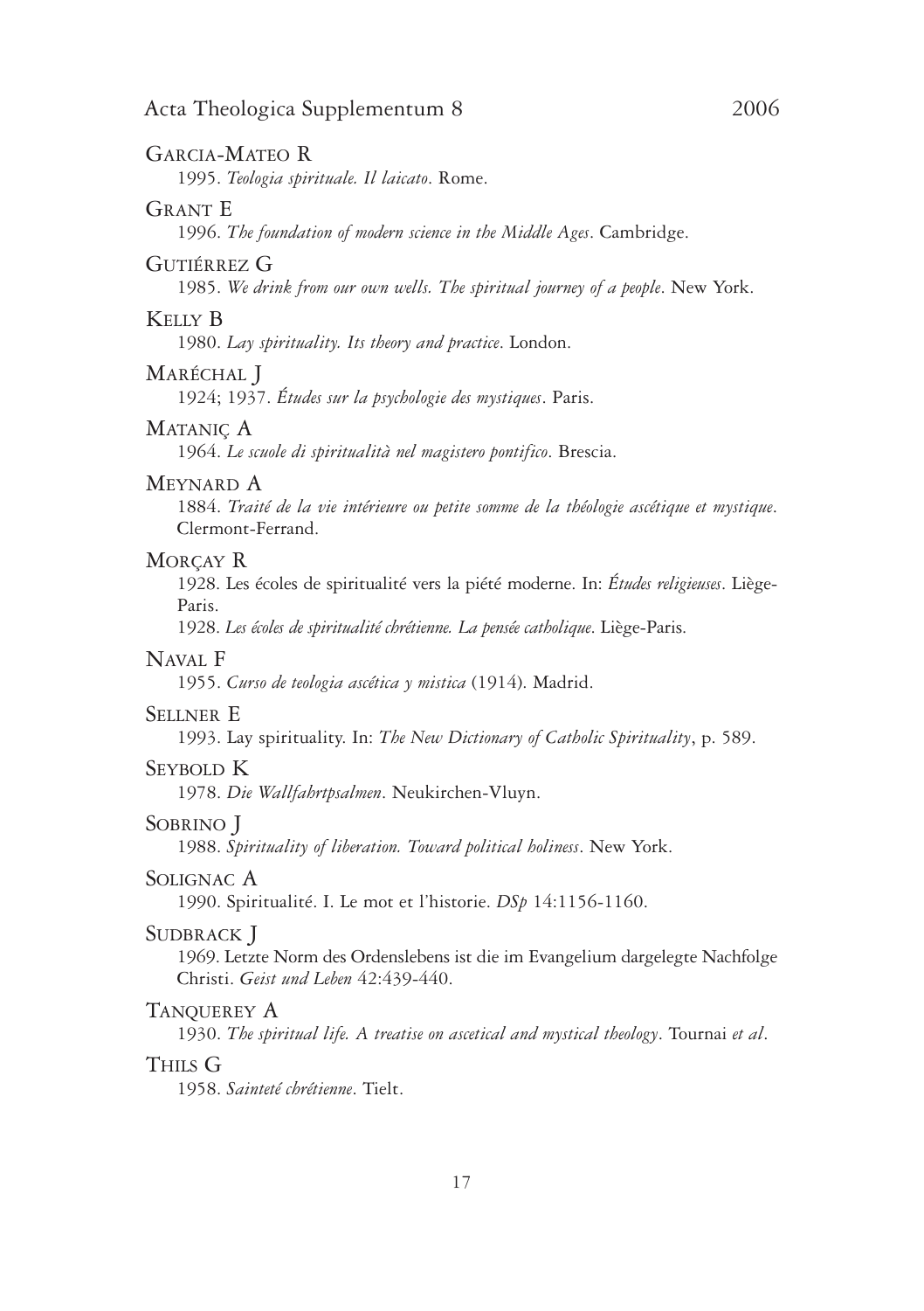GARCIA-MATEO R

1995. *Teologia spirituale. Il laicato*. Rome.

GRANT E

1996. *The foundation of modern science in the Middle Ages*. Cambridge.

GUTIÉRREZ G

1985. *We drink from our own wells. The spiritual journey of a people*. New York.

KELLY B

1980. *Lay spirituality. Its theory and practice*. London.

MARÉCHAL J

1924; 1937. *Études sur la psychologie des mystiques*. Paris.

MATANIÇ A

1964. *Le scuole di spiritualità nel magistero pontifico*. Brescia.

MEYNARD A

1884. *Traité de la vie intérieure ou petite somme de la théologie ascétique et mystique*. Clermont-Ferrand.

MORÇAY R

1928. Les écoles de spiritualité vers la piété moderne. In: *Études religieuses*. Liège-Paris.

1928. *Les écoles de spiritualité chrétienne. La pensée catholique*. Liège-Paris.

NAVAL F

1955. *Curso de teologia ascética y mistica* (1914). Madrid.

SELLNER E

1993. Lay spirituality. In: *The New Dictionary of Catholic Spirituality*, p. 589.

SEYBOLD K

1978. *Die Wallfahrtpsalmen*. Neukirchen-Vluyn.

SOBRINO J

1988. *Spirituality of liberation. Toward political holiness*. New York.

SOLIGNAC A

1990. Spiritualité. I. Le mot et l'historie. *DSp* 14:1156-1160.

SUDBRACK J

1969. Letzte Norm des Ordenslebens ist die im Evangelium dargelegte Nachfolge Christi. *Geist und Leben* 42:439-440.

TANQUEREY A

1930. *The spiritual life. A treatise on ascetical and mystical theology*. Tournai *et al*.

THILS G

1958. *Sainteté chrétienne*. Tielt.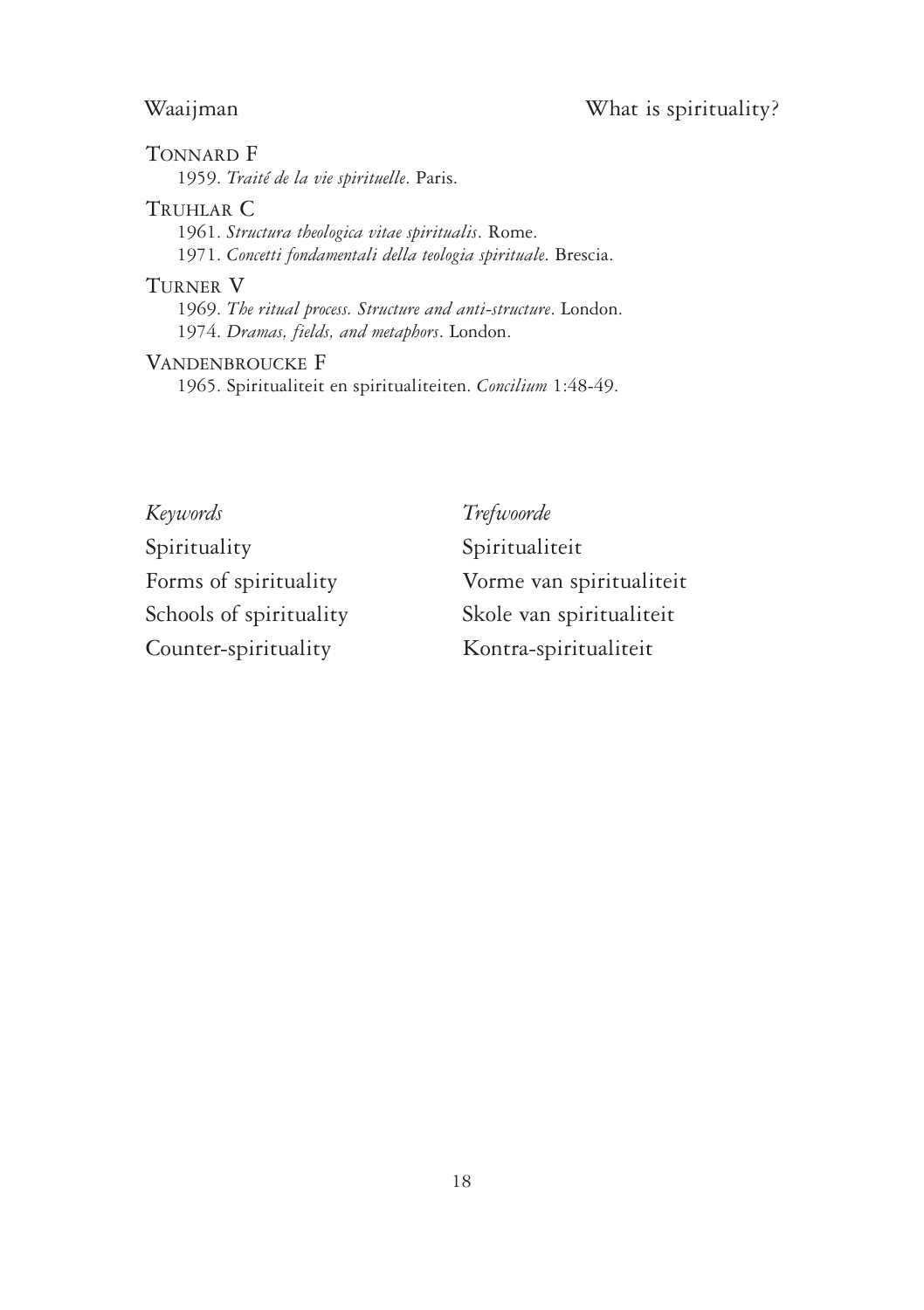TONNARD F

1959. *Traité de la vie spirituelle*. Paris.

TRUHLAR C

1961. *Structura theologica vitae spiritualis*. Rome.

1971. *Concetti fondamentali della teologia spirituale*. Brescia.

TURNER V

1969. *The ritual process. Structure and anti-structure*. London.

1974. *Dramas, fields, and metaphors*. London.

VANDENBROUCKE F

1965. Spiritualiteit en spiritualiteiten. *Concilium* 1:48-49.

| *Keywords* | *Trefwoorde* |
| --- | --- |
| Spirituality | Spiritualiteit |
| Forms of spirituality | Vorme van spiritualiteit |
| Schools of spirituality | Skole van spiritualiteit |
| Counter-spirituality | Kontra-spiritualiteit |